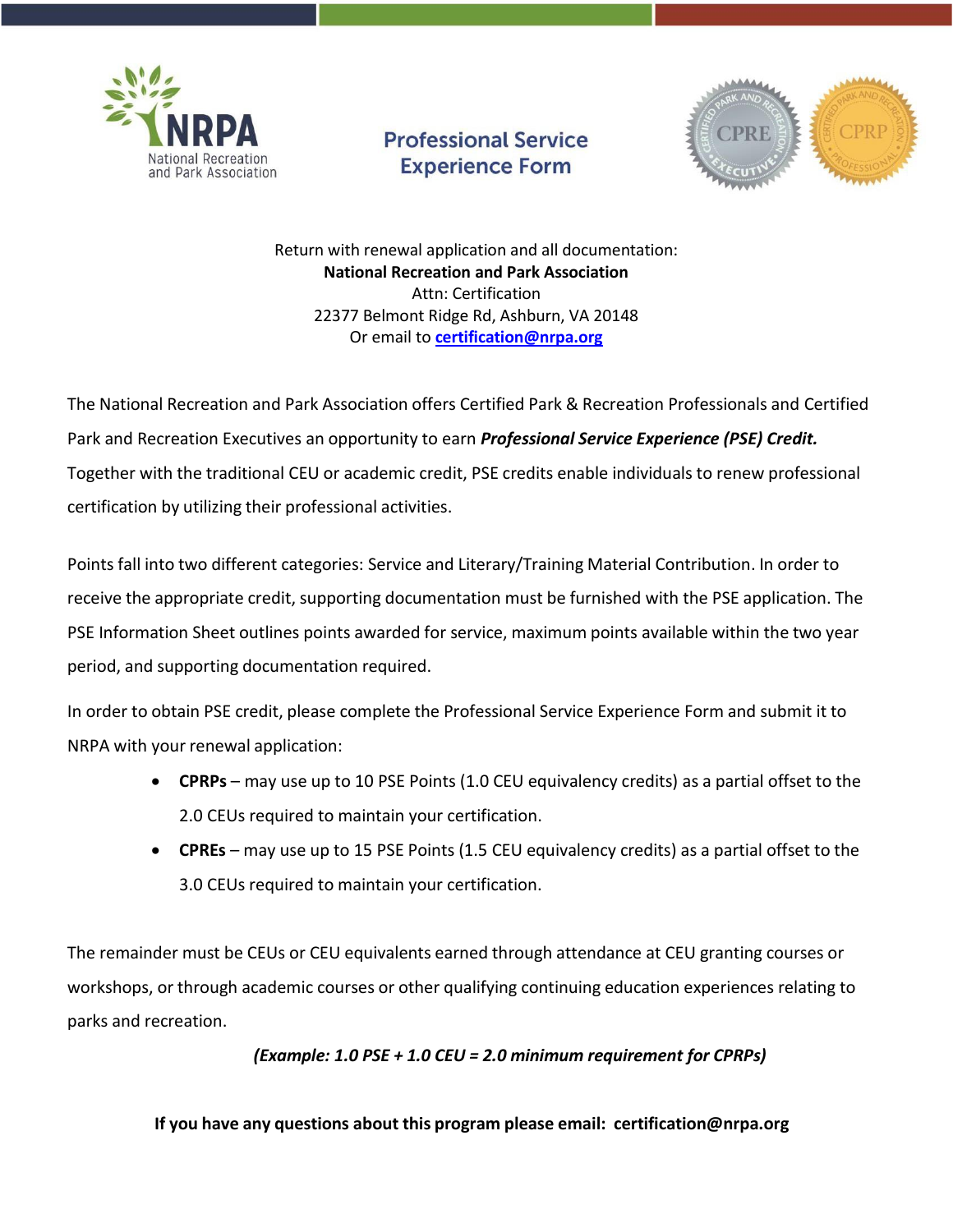# Professional Service Experience Form

Return with renewal application and all documentation:
**National Recreation and Park Association**
Attn: Certification
22377 Belmont Ridge Rd, Ashburn, VA 20148
Or email to **certification@nrpa.org**

The National Recreation and Park Association offers Certified Park & Recreation Professionals and Certified Park and Recreation Executives an opportunity to earn ***Professional Service Experience (PSE) Credit.*** Together with the traditional CEU or academic credit, PSE credits enable individuals to renew professional certification by utilizing their professional activities.

Points fall into two different categories: Service and Literary/Training Material Contribution. In order to receive the appropriate credit, supporting documentation must be furnished with the PSE application. The PSE Information Sheet outlines points awarded for service, maximum points available within the two year period, and supporting documentation required.

In order to obtain PSE credit, please complete the Professional Service Experience Form and submit it to NRPA with your renewal application:

- **CPRPs** – may use up to 10 PSE Points (1.0 CEU equivalency credits) as a partial offset to the 2.0 CEUs required to maintain your certification.
- **CPREs** – may use up to 15 PSE Points (1.5 CEU equivalency credits) as a partial offset to the 3.0 CEUs required to maintain your certification.

The remainder must be CEUs or CEU equivalents earned through attendance at CEU granting courses or workshops, or through academic courses or other qualifying continuing education experiences relating to parks and recreation.

***(Example: 1.0 PSE + 1.0 CEU = 2.0 minimum requirement for CPRPs)***

**If you have any questions about this program please email: certification@nrpa.org**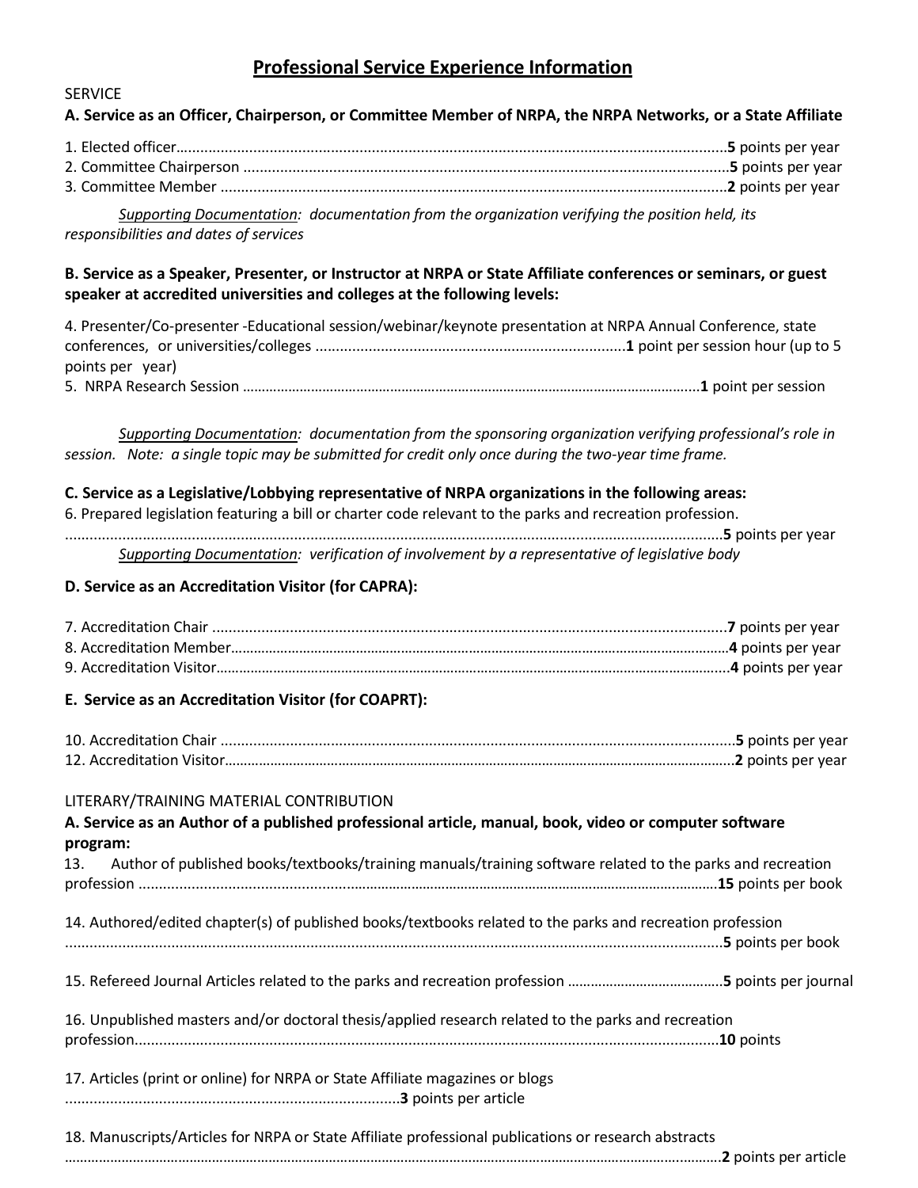# Professional Service Experience Information

SERVICE

**A. Service as an Officer, Chairperson, or Committee Member of NRPA, the NRPA Networks, or a State Affiliate**

1. Elected officer……………………………………………………………………………………………………………………**5** points per year
2. Committee Chairperson ……………………………………………………………………………………………………**5** points per year
3. Committee Member …………………………………………………………………………………………………………**2** points per year

*<u>Supporting Documentation</u>: documentation from the organization verifying the position held, its responsibilities and dates of services*

**B. Service as a Speaker, Presenter, or Instructor at NRPA or State Affiliate conferences or seminars, or guest speaker at accredited universities and colleges at the following levels:**

4. Presenter/Co-presenter -Educational session/webinar/keynote presentation at NRPA Annual Conference, state conferences, or universities/colleges …………………………………………………………………………**1** point per session hour (up to 5 points per year)
5. NRPA Research Session ……………………………………………………………………………………………………….**1** point per session

*<u>Supporting Documentation</u>: documentation from the sponsoring organization verifying professional's role in session. Note: a single topic may be submitted for credit only once during the two-year time frame.*

**C. Service as a Legislative/Lobbying representative of NRPA organizations in the following areas:**

6. Prepared legislation featuring a bill or charter code relevant to the parks and recreation profession. ……………………………………………………………………………………………………………………………………………**5** points per year

*<u>Supporting Documentation</u>: verification of involvement by a representative of legislative body*

**D. Service as an Accreditation Visitor (for CAPRA):**

7. Accreditation Chair …………………………………………………………………………………………………………**7** points per year
8. Accreditation Member……………………………………………………………………………………………………**4** points per year
9. Accreditation Visitor………………………………………………………………………………………………………**4** points per year

**E. Service as an Accreditation Visitor (for COAPRT):**

10. Accreditation Chair ………………………………………………………………………………………………………**5** points per year
12. Accreditation Visitor……………………………………………………………………………………………………**2** points per year

LITERARY/TRAINING MATERIAL CONTRIBUTION

**A. Service as an Author of a published professional article, manual, book, video or computer software program:**

13. Author of published books/textbooks/training manuals/training software related to the parks and recreation profession ……………………………………………………………………………………………………………**15** points per book

14. Authored/edited chapter(s) of published books/textbooks related to the parks and recreation profession ……………………………………………………………………………………………………………………………**5** points per book

15. Refereed Journal Articles related to the parks and recreation profession ………………………………**5** points per journal

16. Unpublished masters and/or doctoral thesis/applied research related to the parks and recreation profession………………………………………………………………………………………………………………**10** points

17. Articles (print or online) for NRPA or State Affiliate magazines or blogs ………………………………………………………………**3** points per article

18. Manuscripts/Articles for NRPA or State Affiliate professional publications or research abstracts ……………………………………………………………………………………………………………………………**2** points per article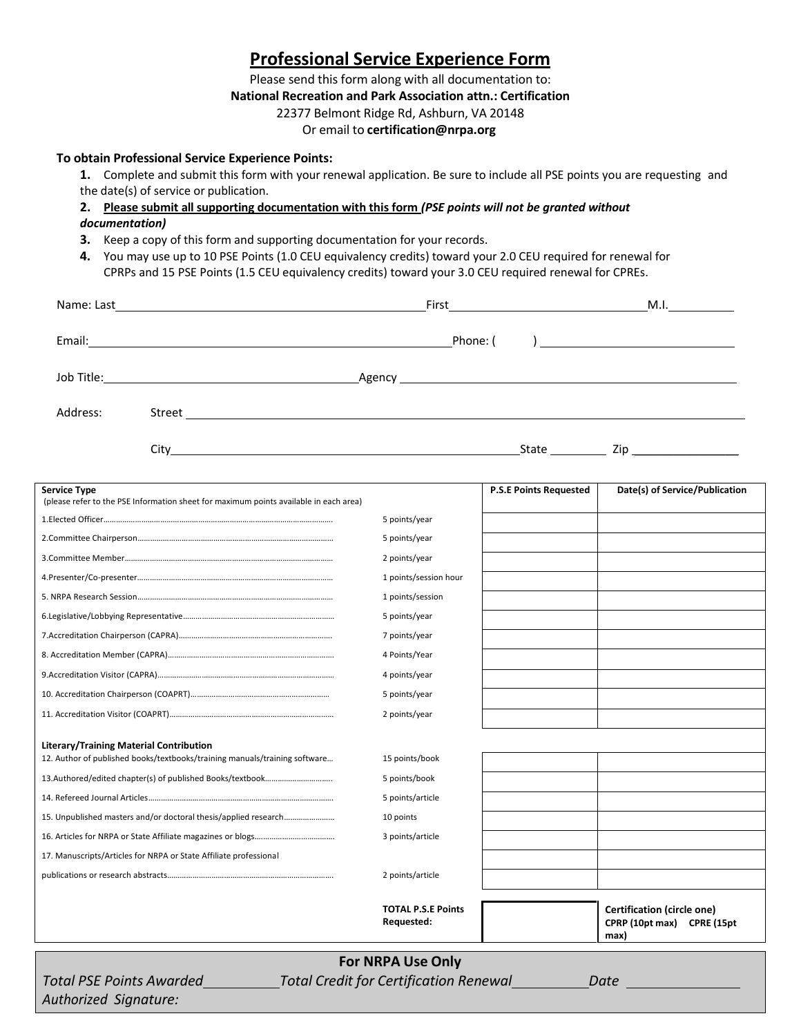# Professional Service Experience Form

Please send this form along with all documentation to:

**National Recreation and Park Association attn.: Certification**

22377 Belmont Ridge Rd, Ashburn, VA 20148

Or email to **certification@nrpa.org**

**To obtain Professional Service Experience Points:**

1. Complete and submit this form with your renewal application. Be sure to include all PSE points you are requesting and the date(s) of service or publication.
2. **Please submit all supporting documentation with this form *(PSE points will not be granted without documentation)***
3. Keep a copy of this form and supporting documentation for your records.
4. You may use up to 10 PSE Points (1.0 CEU equivalency credits) toward your 2.0 CEU required for renewal for CPRPs and 15 PSE Points (1.5 CEU equivalency credits) toward your 3.0 CEU required renewal for CPREs.

Name: Last\_\_\_\_\_\_\_\_\_\_\_\_\_\_\_\_\_\_\_\_ First\_\_\_\_\_\_\_\_\_\_\_\_\_\_\_\_\_\_\_\_ M.I.\_\_\_\_\_\_\_\_

Email:\_\_\_\_\_\_\_\_\_\_\_\_\_\_\_\_\_\_\_\_ Phone: ( ) \_\_\_\_\_\_\_\_\_\_\_\_\_\_\_\_\_\_\_\_

Job Title:\_\_\_\_\_\_\_\_\_\_\_\_\_\_\_\_\_\_\_\_ Agency \_\_\_\_\_\_\_\_\_\_\_\_\_\_\_\_\_\_\_\_

Address: Street \_\_\_\_\_\_\_\_\_\_\_\_\_\_\_\_\_\_\_\_

City\_\_\_\_\_\_\_\_\_\_\_\_\_\_\_\_\_\_\_\_ State \_\_\_\_\_\_\_\_ Zip \_\_\_\_\_\_\_\_

| **Service Type** (please refer to the PSE Information sheet for maximum points available in each area) | | **P.S.E Points Requested** | **Date(s) of Service/Publication** |
|---|---|---|---|
| 1.Elected Officer | 5 points/year | | |
| 2.Committee Chairperson | 5 points/year | | |
| 3.Committee Member | 2 points/year | | |
| 4.Presenter/Co-presenter | 1 points/session hour | | |
| 5. NRPA Research Session | 1 points/session | | |
| 6.Legislative/Lobbying Representative | 5 points/year | | |
| 7.Accreditation Chairperson (CAPRA) | 7 points/year | | |
| 8. Accreditation Member (CAPRA) | 4 Points/Year | | |
| 9.Accreditation Visitor (CAPRA) | 4 points/year | | |
| 10. Accreditation Chairperson (COAPRT) | 5 points/year | | |
| 11. Accreditation Visitor (COAPRT) | 2 points/year | | |
| **Literary/Training Material Contribution** | | | |
| 12. Author of published books/textbooks/training manuals/training software… | 15 points/book | | |
| 13.Authored/edited chapter(s) of published Books/textbook | 5 points/book | | |
| 14. Refereed Journal Articles | 5 points/article | | |
| 15. Unpublished masters and/or doctoral thesis/applied research | 10 points | | |
| 16. Articles for NRPA or State Affiliate magazines or blogs | 3 points/article | | |
| 17. Manuscripts/Articles for NRPA or State Affiliate professional publications or research abstracts | 2 points/article | | |
| | **TOTAL P.S.E Points Requested:** | | **Certification (circle one)** CPRP (10pt max) CPRE (15pt max) |

**For NRPA Use Only**

*Total PSE Points Awarded*\_\_\_\_\_\_\_\_ *Total Credit for Certification Renewal*\_\_\_\_\_\_\_\_ *Date* \_\_\_\_\_\_\_\_

*Authorized Signature:*